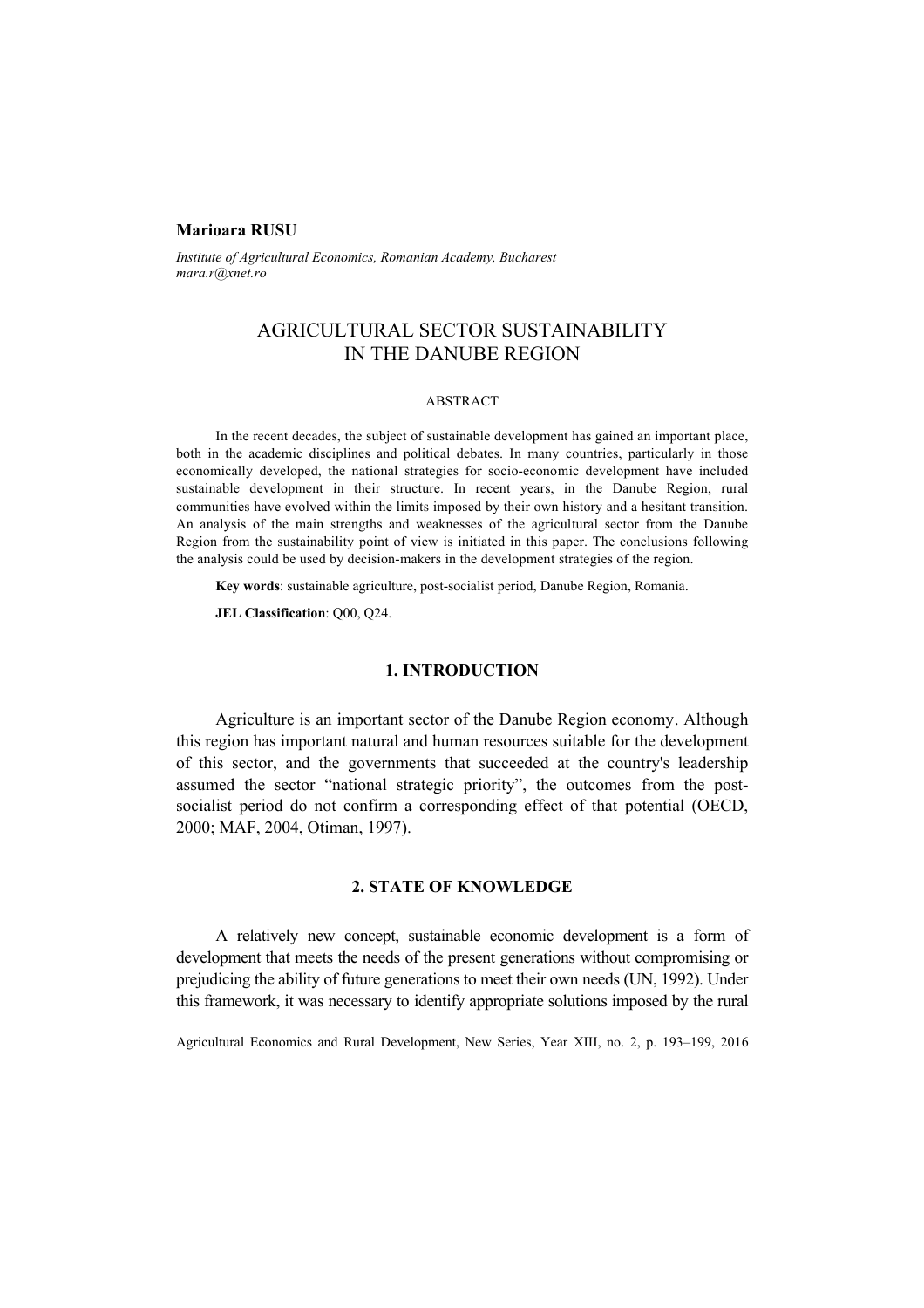**Marioara RUSU**

*Institute of Agricultural Economics, Romanian Academy, Bucharest*
*mara.r@xnet.ro*

# AGRICULTURAL SECTOR SUSTAINABILITY IN THE DANUBE REGION

ABSTRACT

In the recent decades, the subject of sustainable development has gained an important place, both in the academic disciplines and political debates. In many countries, particularly in those economically developed, the national strategies for socio-economic development have included sustainable development in their structure. In recent years, in the Danube Region, rural communities have evolved within the limits imposed by their own history and a hesitant transition. An analysis of the main strengths and weaknesses of the agricultural sector from the Danube Region from the sustainability point of view is initiated in this paper. The conclusions following the analysis could be used by decision-makers in the development strategies of the region.

**Key words**: sustainable agriculture, post-socialist period, Danube Region, Romania.

**JEL Classification**: Q00, Q24.

## 1. INTRODUCTION

Agriculture is an important sector of the Danube Region economy. Although this region has important natural and human resources suitable for the development of this sector, and the governments that succeeded at the country's leadership assumed the sector "national strategic priority", the outcomes from the post-socialist period do not confirm a corresponding effect of that potential (OECD, 2000; MAF, 2004, Otiman, 1997).

## 2. STATE OF KNOWLEDGE

A relatively new concept, sustainable economic development is a form of development that meets the needs of the present generations without compromising or prejudicing the ability of future generations to meet their own needs (UN, 1992). Under this framework, it was necessary to identify appropriate solutions imposed by the rural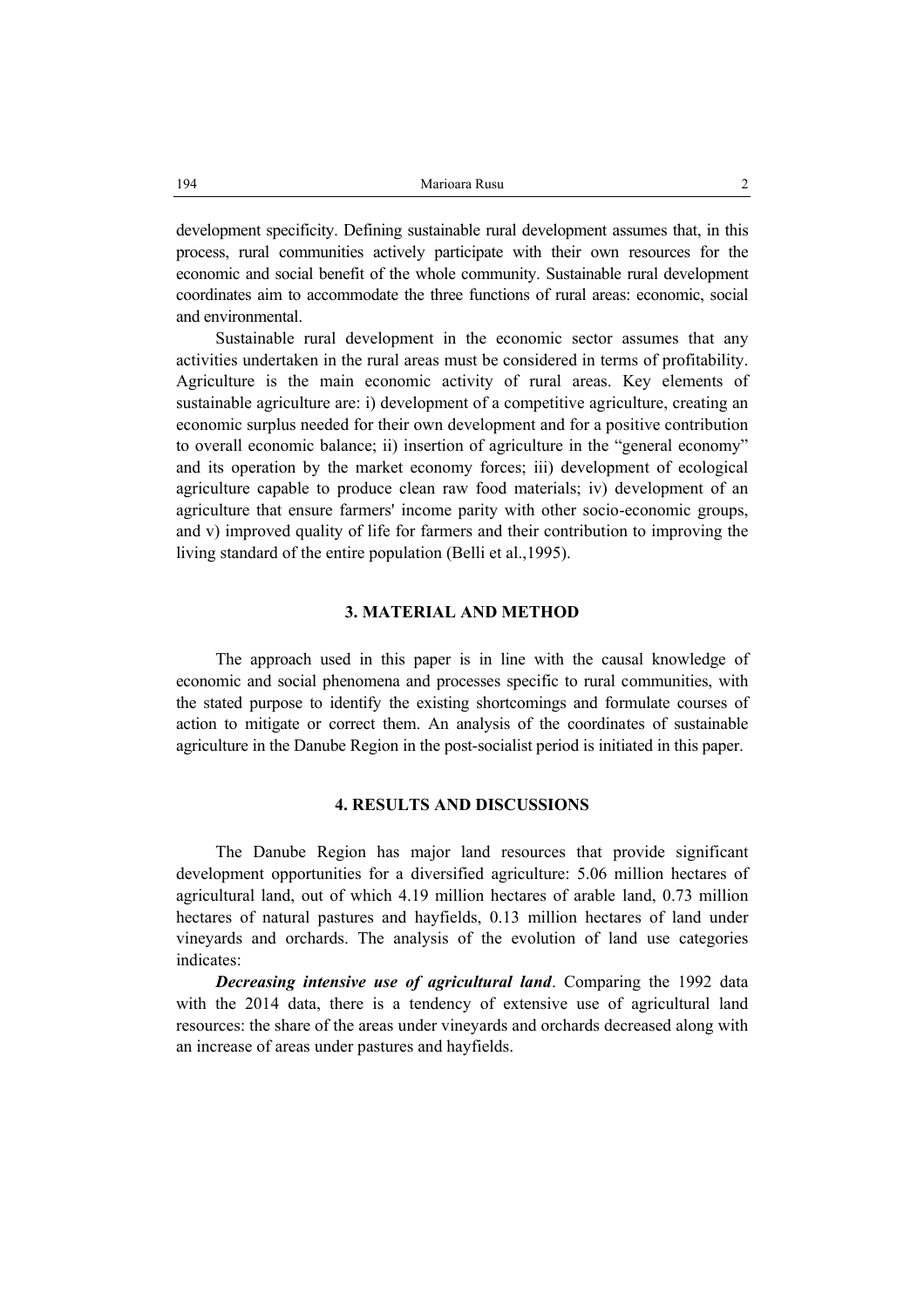development specificity. Defining sustainable rural development assumes that, in this process, rural communities actively participate with their own resources for the economic and social benefit of the whole community. Sustainable rural development coordinates aim to accommodate the three functions of rural areas: economic, social and environmental.

Sustainable rural development in the economic sector assumes that any activities undertaken in the rural areas must be considered in terms of profitability. Agriculture is the main economic activity of rural areas. Key elements of sustainable agriculture are: i) development of a competitive agriculture, creating an economic surplus needed for their own development and for a positive contribution to overall economic balance; ii) insertion of agriculture in the "general economy" and its operation by the market economy forces; iii) development of ecological agriculture capable to produce clean raw food materials; iv) development of an agriculture that ensure farmers' income parity with other socio-economic groups, and v) improved quality of life for farmers and their contribution to improving the living standard of the entire population (Belli et al.,1995).

## 3. MATERIAL AND METHOD

The approach used in this paper is in line with the causal knowledge of economic and social phenomena and processes specific to rural communities, with the stated purpose to identify the existing shortcomings and formulate courses of action to mitigate or correct them. An analysis of the coordinates of sustainable agriculture in the Danube Region in the post-socialist period is initiated in this paper.

## 4. RESULTS AND DISCUSSIONS

The Danube Region has major land resources that provide significant development opportunities for a diversified agriculture: 5.06 million hectares of agricultural land, out of which 4.19 million hectares of arable land, 0.73 million hectares of natural pastures and hayfields, 0.13 million hectares of land under vineyards and orchards. The analysis of the evolution of land use categories indicates:

***Decreasing intensive use of agricultural land***. Comparing the 1992 data with the 2014 data, there is a tendency of extensive use of agricultural land resources: the share of the areas under vineyards and orchards decreased along with an increase of areas under pastures and hayfields.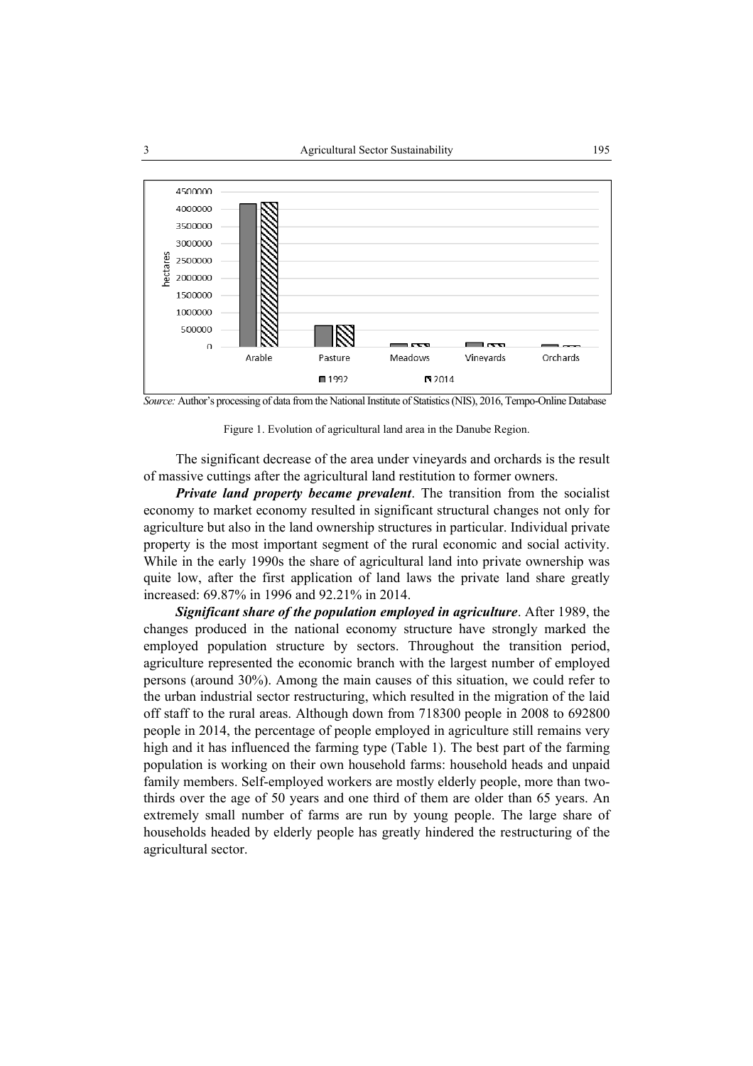Source: Author's processing of data from the National Institute of Statistics (NIS), 2016, Tempo-Online Database

Figure 1. Evolution of agricultural land area in the Danube Region.

The significant decrease of the area under vineyards and orchards is the result of massive cuttings after the agricultural land restitution to former owners.

***Private land property became prevalent***. The transition from the socialist economy to market economy resulted in significant structural changes not only for agriculture but also in the land ownership structures in particular. Individual private property is the most important segment of the rural economic and social activity. While in the early 1990s the share of agricultural land into private ownership was quite low, after the first application of land laws the private land share greatly increased: 69.87% in 1996 and 92.21% in 2014.

***Significant share of the population employed in agriculture***. After 1989, the changes produced in the national economy structure have strongly marked the employed population structure by sectors. Throughout the transition period, agriculture represented the economic branch with the largest number of employed persons (around 30%). Among the main causes of this situation, we could refer to the urban industrial sector restructuring, which resulted in the migration of the laid off staff to the rural areas. Although down from 718300 people in 2008 to 692800 people in 2014, the percentage of people employed in agriculture still remains very high and it has influenced the farming type (Table 1). The best part of the farming population is working on their own household farms: household heads and unpaid family members. Self-employed workers are mostly elderly people, more than two-thirds over the age of 50 years and one third of them are older than 65 years. An extremely small number of farms are run by young people. The large share of households headed by elderly people has greatly hindered the restructuring of the agricultural sector.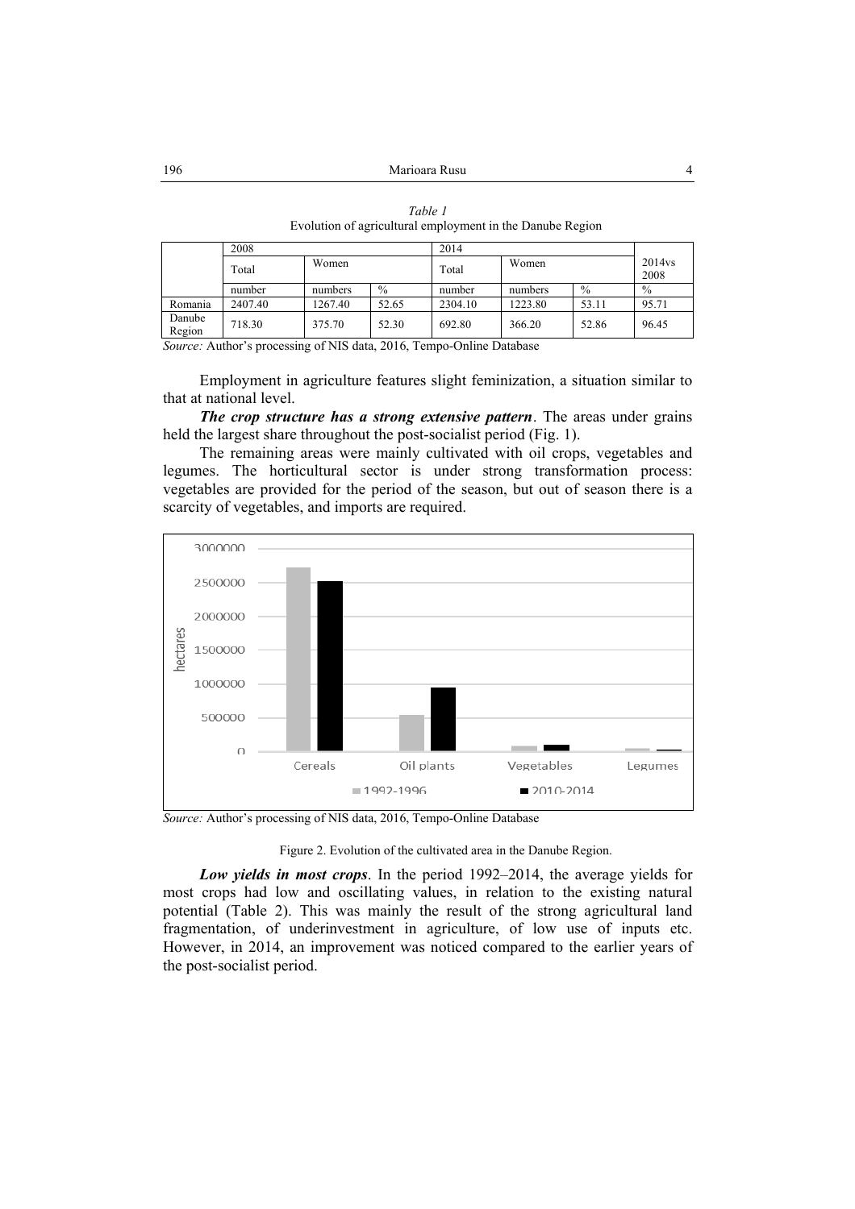*Table 1*
Evolution of agricultural employment in the Danube Region

| | 2008 | | | 2014 | | | |
|---|---|---|---|---|---|---|---|
| | Total | Women | | Total | Women | | 2014vs 2008 |
| | number | numbers | % | number | numbers | % | % |
| Romania | 2407.40 | 1267.40 | 52.65 | 2304.10 | 1223.80 | 53.11 | 95.71 |
| Danube Region | 718.30 | 375.70 | 52.30 | 692.80 | 366.20 | 52.86 | 96.45 |

*Source:* Author's processing of NIS data, 2016, Tempo-Online Database

Employment in agriculture features slight feminization, a situation similar to that at national level.

***The crop structure has a strong extensive pattern***. The areas under grains held the largest share throughout the post-socialist period (Fig. 1).

The remaining areas were mainly cultivated with oil crops, vegetables and legumes. The horticultural sector is under strong transformation process: vegetables are provided for the period of the season, but out of season there is a scarcity of vegetables, and imports are required.

*Source:* Author's processing of NIS data, 2016, Tempo-Online Database

Figure 2. Evolution of the cultivated area in the Danube Region.

***Low yields in most crops***. In the period 1992–2014, the average yields for most crops had low and oscillating values, in relation to the existing natural potential (Table 2). This was mainly the result of the strong agricultural land fragmentation, of underinvestment in agriculture, of low use of inputs etc. However, in 2014, an improvement was noticed compared to the earlier years of the post-socialist period.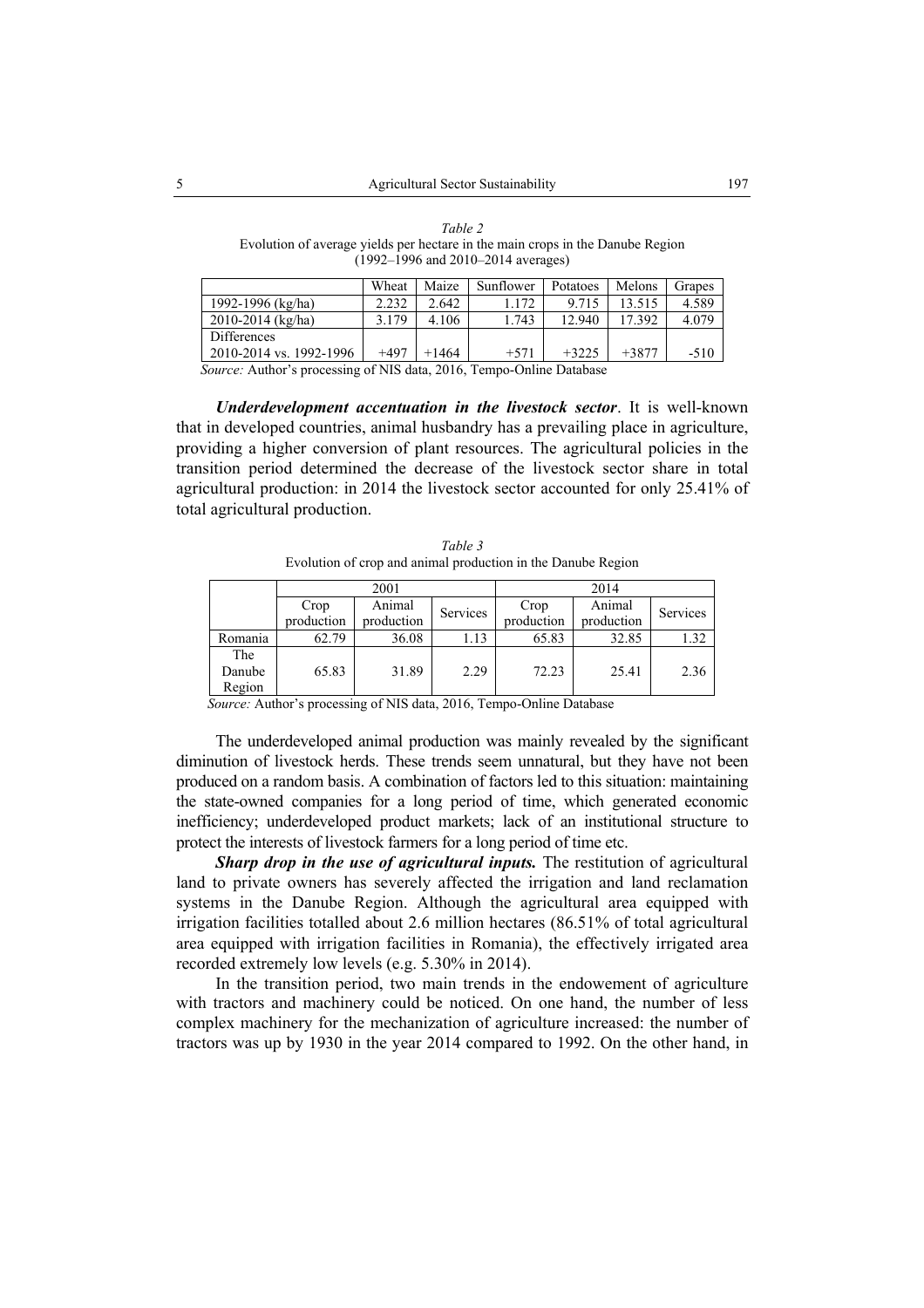*Table 2*
Evolution of average yields per hectare in the main crops in the Danube Region (1992–1996 and 2010–2014 averages)

| | Wheat | Maize | Sunflower | Potatoes | Melons | Grapes |
|---|---|---|---|---|---|---|
| 1992-1996 (kg/ha) | 2.232 | 2.642 | 1.172 | 9.715 | 13.515 | 4.589 |
| 2010-2014 (kg/ha) | 3.179 | 4.106 | 1.743 | 12.940 | 17.392 | 4.079 |
| Differences 2010-2014 vs. 1992-1996 | +497 | +1464 | +571 | +3225 | +3877 | -510 |

*Source:* Author's processing of NIS data, 2016, Tempo-Online Database

***Underdevelopment accentuation in the livestock sector***. It is well-known that in developed countries, animal husbandry has a prevailing place in agriculture, providing a higher conversion of plant resources. The agricultural policies in the transition period determined the decrease of the livestock sector share in total agricultural production: in 2014 the livestock sector accounted for only 25.41% of total agricultural production.

*Table 3*
Evolution of crop and animal production in the Danube Region

| | 2001 | | | 2014 | | |
|---|---|---|---|---|---|---|
| | Crop production | Animal production | Services | Crop production | Animal production | Services |
| Romania | 62.79 | 36.08 | 1.13 | 65.83 | 32.85 | 1.32 |
| The Danube Region | 65.83 | 31.89 | 2.29 | 72.23 | 25.41 | 2.36 |

*Source:* Author's processing of NIS data, 2016, Tempo-Online Database

The underdeveloped animal production was mainly revealed by the significant diminution of livestock herds. These trends seem unnatural, but they have not been produced on a random basis. A combination of factors led to this situation: maintaining the state-owned companies for a long period of time, which generated economic inefficiency; underdeveloped product markets; lack of an institutional structure to protect the interests of livestock farmers for a long period of time etc.

***Sharp drop in the use of agricultural inputs.*** The restitution of agricultural land to private owners has severely affected the irrigation and land reclamation systems in the Danube Region. Although the agricultural area equipped with irrigation facilities totalled about 2.6 million hectares (86.51% of total agricultural area equipped with irrigation facilities in Romania), the effectively irrigated area recorded extremely low levels (e.g. 5.30% in 2014).

In the transition period, two main trends in the endowement of agriculture with tractors and machinery could be noticed. On one hand, the number of less complex machinery for the mechanization of agriculture increased: the number of tractors was up by 1930 in the year 2014 compared to 1992. On the other hand, in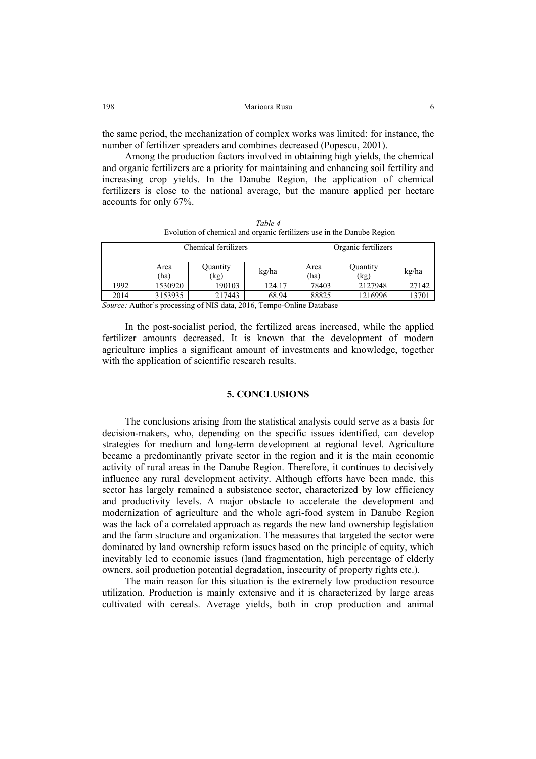the same period, the mechanization of complex works was limited: for instance, the number of fertilizer spreaders and combines decreased (Popescu, 2001).

Among the production factors involved in obtaining high yields, the chemical and organic fertilizers are a priority for maintaining and enhancing soil fertility and increasing crop yields. In the Danube Region, the application of chemical fertilizers is close to the national average, but the manure applied per hectare accounts for only 67%.

*Table 4*

Evolution of chemical and organic fertilizers use in the Danube Region

| | Chemical fertilizers | | | Organic fertilizers | | |
|---|---|---|---|---|---|---|
| | Area (ha) | Quantity (kg) | kg/ha | Area (ha) | Quantity (kg) | kg/ha |
| 1992 | 1530920 | 190103 | 124.17 | 78403 | 2127948 | 27142 |
| 2014 | 3153935 | 217443 | 68.94 | 88825 | 1216996 | 13701 |

*Source:* Author's processing of NIS data, 2016, Tempo-Online Database

In the post-socialist period, the fertilized areas increased, while the applied fertilizer amounts decreased. It is known that the development of modern agriculture implies a significant amount of investments and knowledge, together with the application of scientific research results.

## 5. CONCLUSIONS

The conclusions arising from the statistical analysis could serve as a basis for decision-makers, who, depending on the specific issues identified, can develop strategies for medium and long-term development at regional level. Agriculture became a predominantly private sector in the region and it is the main economic activity of rural areas in the Danube Region. Therefore, it continues to decisively influence any rural development activity. Although efforts have been made, this sector has largely remained a subsistence sector, characterized by low efficiency and productivity levels. A major obstacle to accelerate the development and modernization of agriculture and the whole agri-food system in Danube Region was the lack of a correlated approach as regards the new land ownership legislation and the farm structure and organization. The measures that targeted the sector were dominated by land ownership reform issues based on the principle of equity, which inevitably led to economic issues (land fragmentation, high percentage of elderly owners, soil production potential degradation, insecurity of property rights etc.).

The main reason for this situation is the extremely low production resource utilization. Production is mainly extensive and it is characterized by large areas cultivated with cereals. Average yields, both in crop production and animal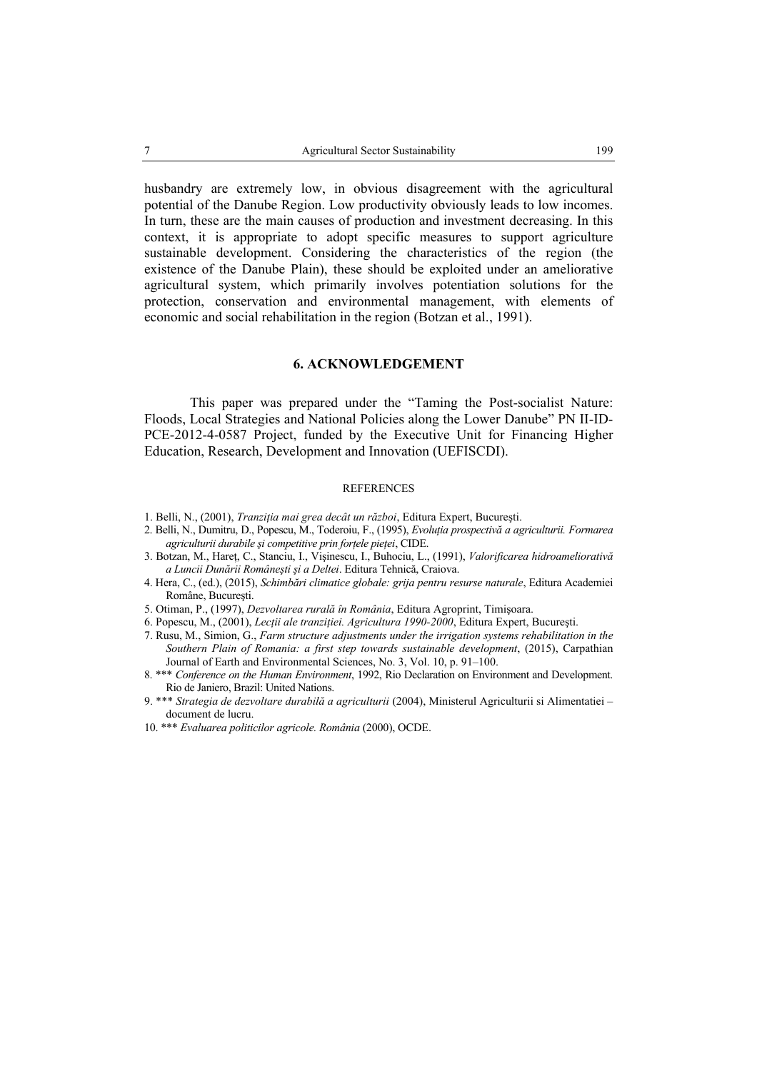husbandry are extremely low, in obvious disagreement with the agricultural potential of the Danube Region. Low productivity obviously leads to low incomes. In turn, these are the main causes of production and investment decreasing. In this context, it is appropriate to adopt specific measures to support agriculture sustainable development. Considering the characteristics of the region (the existence of the Danube Plain), these should be exploited under an ameliorative agricultural system, which primarily involves potentiation solutions for the protection, conservation and environmental management, with elements of economic and social rehabilitation in the region (Botzan et al., 1991).

## 6. ACKNOWLEDGEMENT

This paper was prepared under the "Taming the Post-socialist Nature: Floods, Local Strategies and National Policies along the Lower Danube" PN II-ID-PCE-2012-4-0587 Project, funded by the Executive Unit for Financing Higher Education, Research, Development and Innovation (UEFISCDI).

## REFERENCES

1. Belli, N., (2001), *Tranziția mai grea decât un război*, Editura Expert, București.
2. Belli, N., Dumitru, D., Popescu, M., Toderoiu, F., (1995), *Evoluția prospectivă a agriculturii. Formarea agriculturii durabile și competitive prin forțele pieței*, CIDE.
3. Botzan, M., Hareț, C., Stanciu, I., Vișinescu, I., Buhociu, L., (1991), *Valorificarea hidroameliorativă a Luncii Dunării Românești și a Deltei*. Editura Tehnică, Craiova.
4. Hera, C., (ed.), (2015), *Schimbări climatice globale: grija pentru resurse naturale*, Editura Academiei Române, București.
5. Otiman, P., (1997), *Dezvoltarea rurală în România*, Editura Agroprint, Timișoara.
6. Popescu, M., (2001), *Lecții ale tranziției. Agricultura 1990-2000*, Editura Expert, București.
7. Rusu, M., Simion, G., *Farm structure adjustments under the irrigation systems rehabilitation in the Southern Plain of Romania: a first step towards sustainable development*, (2015), Carpathian Journal of Earth and Environmental Sciences, No. 3, Vol. 10, p. 91–100.
8. *** *Conference on the Human Environment*, 1992, Rio Declaration on Environment and Development. Rio de Janiero, Brazil: United Nations.
9. *** *Strategia de dezvoltare durabilă a agriculturii* (2004), Ministerul Agriculturii si Alimentatiei – document de lucru.
10. *** *Evaluarea politicilor agricole. România* (2000), OCDE.